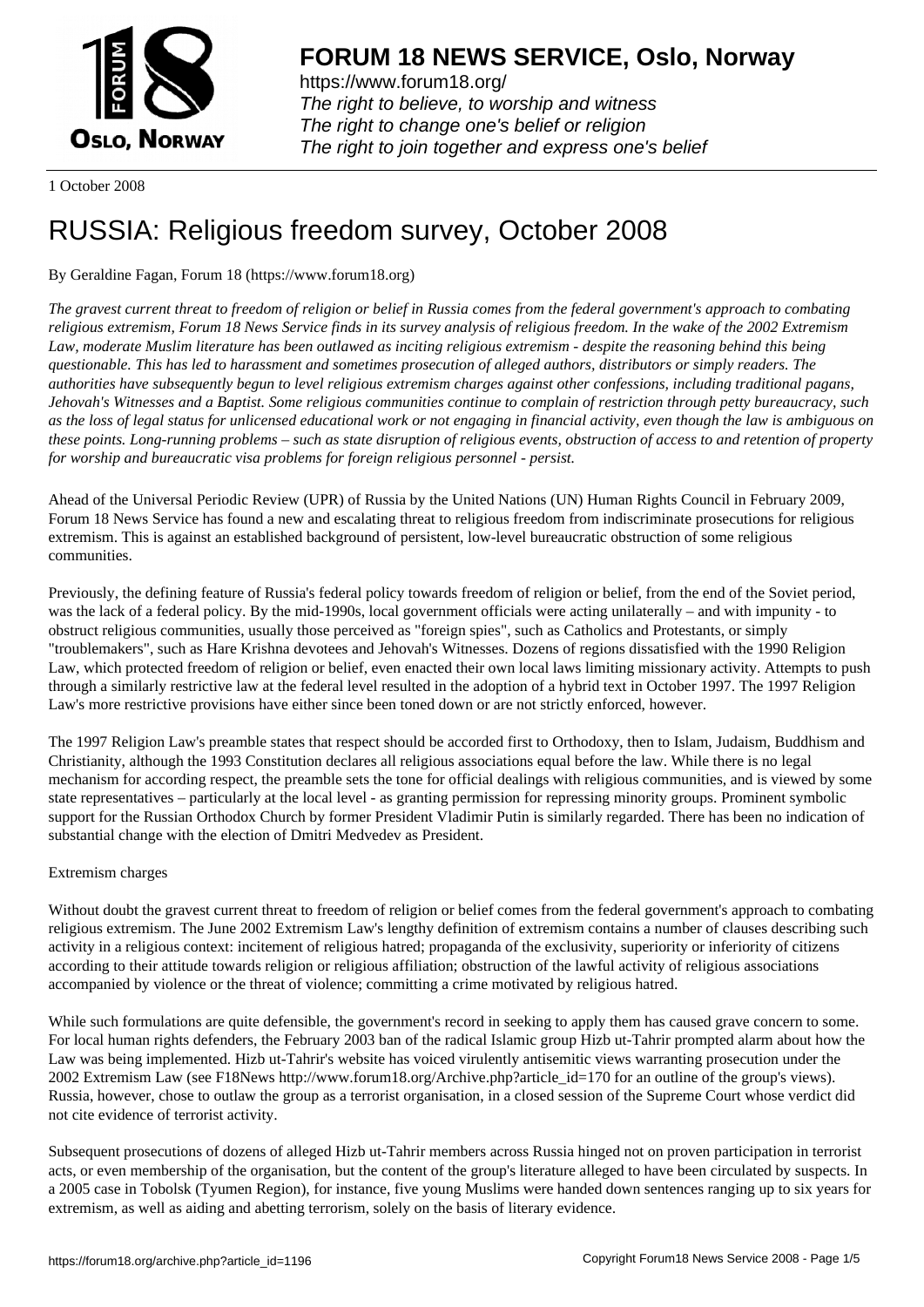**FORUM 18 NEWS SERVICE, Oslo, Norway**

https://www.forum18.org/
*The right to believe, to worship and witness*
*The right to change one's belief or religion*
*The right to join together and express one's belief*

1 October 2008

# RUSSIA: Religious freedom survey, October 2008

By Geraldine Fagan, Forum 18 (https://www.forum18.org)

*The gravest current threat to freedom of religion or belief in Russia comes from the federal government's approach to combating religious extremism, Forum 18 News Service finds in its survey analysis of religious freedom. In the wake of the 2002 Extremism Law, moderate Muslim literature has been outlawed as inciting religious extremism - despite the reasoning behind this being questionable. This has led to harassment and sometimes prosecution of alleged authors, distributors or simply readers. The authorities have subsequently begun to level religious extremism charges against other confessions, including traditional pagans, Jehovah's Witnesses and a Baptist. Some religious communities continue to complain of restriction through petty bureaucracy, such as the loss of legal status for unlicensed educational work or not engaging in financial activity, even though the law is ambiguous on these points. Long-running problems – such as state disruption of religious events, obstruction of access to and retention of property for worship and bureaucratic visa problems for foreign religious personnel - persist.*

Ahead of the Universal Periodic Review (UPR) of Russia by the United Nations (UN) Human Rights Council in February 2009, Forum 18 News Service has found a new and escalating threat to religious freedom from indiscriminate prosecutions for religious extremism. This is against an established background of persistent, low-level bureaucratic obstruction of some religious communities.

Previously, the defining feature of Russia's federal policy towards freedom of religion or belief, from the end of the Soviet period, was the lack of a federal policy. By the mid-1990s, local government officials were acting unilaterally – and with impunity - to obstruct religious communities, usually those perceived as "foreign spies", such as Catholics and Protestants, or simply "troublemakers", such as Hare Krishna devotees and Jehovah's Witnesses. Dozens of regions dissatisfied with the 1990 Religion Law, which protected freedom of religion or belief, even enacted their own local laws limiting missionary activity. Attempts to push through a similarly restrictive law at the federal level resulted in the adoption of a hybrid text in October 1997. The 1997 Religion Law's more restrictive provisions have either since been toned down or are not strictly enforced, however.

The 1997 Religion Law's preamble states that respect should be accorded first to Orthodoxy, then to Islam, Judaism, Buddhism and Christianity, although the 1993 Constitution declares all religious associations equal before the law. While there is no legal mechanism for according respect, the preamble sets the tone for official dealings with religious communities, and is viewed by some state representatives – particularly at the local level - as granting permission for repressing minority groups. Prominent symbolic support for the Russian Orthodox Church by former President Vladimir Putin is similarly regarded. There has been no indication of substantial change with the election of Dmitri Medvedev as President.

## Extremism charges

Without doubt the gravest current threat to freedom of religion or belief comes from the federal government's approach to combating religious extremism. The June 2002 Extremism Law's lengthy definition of extremism contains a number of clauses describing such activity in a religious context: incitement of religious hatred; propaganda of the exclusivity, superiority or inferiority of citizens according to their attitude towards religion or religious affiliation; obstruction of the lawful activity of religious associations accompanied by violence or the threat of violence; committing a crime motivated by religious hatred.

While such formulations are quite defensible, the government's record in seeking to apply them has caused grave concern to some. For local human rights defenders, the February 2003 ban of the radical Islamic group Hizb ut-Tahrir prompted alarm about how the Law was being implemented. Hizb ut-Tahrir's website has voiced virulently antisemitic views warranting prosecution under the 2002 Extremism Law (see F18News http://www.forum18.org/Archive.php?article_id=170 for an outline of the group's views). Russia, however, chose to outlaw the group as a terrorist organisation, in a closed session of the Supreme Court whose verdict did not cite evidence of terrorist activity.

Subsequent prosecutions of dozens of alleged Hizb ut-Tahrir members across Russia hinged not on proven participation in terrorist acts, or even membership of the organisation, but the content of the group's literature alleged to have been circulated by suspects. In a 2005 case in Tobolsk (Tyumen Region), for instance, five young Muslims were handed down sentences ranging up to six years for extremism, as well as aiding and abetting terrorism, solely on the basis of literary evidence.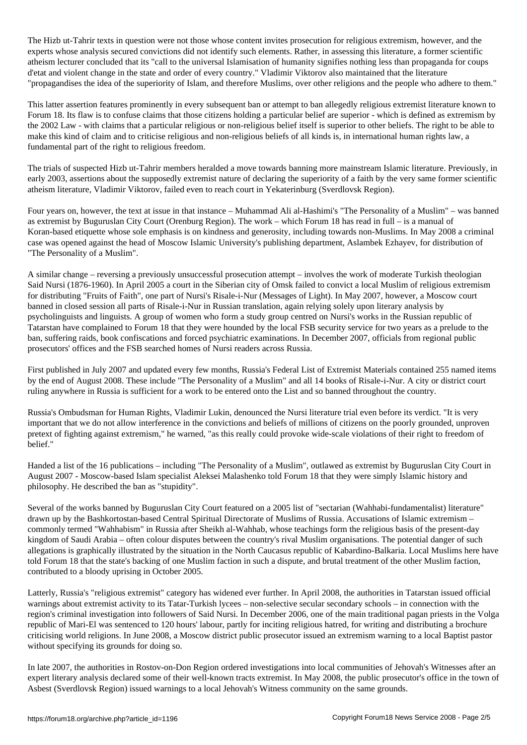The Hizb ut-Tahrir texts in question were not those whose content invites prosecution for religious extremism, however, and the experts whose analysis secured convictions did not identify such elements. Rather, in assessing this literature, a former scientific atheism lecturer concluded that its "call to the universal Islamisation of humanity signifies nothing less than propaganda for coups d'etat and violent change in the state and order of every country." Vladimir Viktorov also maintained that the literature "propagandises the idea of the superiority of Islam, and therefore Muslims, over other religions and the people who adhere to them."

This latter assertion features prominently in every subsequent ban or attempt to ban allegedly religious extremist literature known to Forum 18. Its flaw is to confuse claims that those citizens holding a particular belief are superior - which is defined as extremism by the 2002 Law - with claims that a particular religious or non-religious belief itself is superior to other beliefs. The right to be able to make this kind of claim and to criticise religious and non-religious beliefs of all kinds is, in international human rights law, a fundamental part of the right to religious freedom.

The trials of suspected Hizb ut-Tahrir members heralded a move towards banning more mainstream Islamic literature. Previously, in early 2003, assertions about the supposedly extremist nature of declaring the superiority of a faith by the very same former scientific atheism literature, Vladimir Viktorov, failed even to reach court in Yekaterinburg (Sverdlovsk Region).

Four years on, however, the text at issue in that instance – Muhammad Ali al-Hashimi's "The Personality of a Muslim" – was banned as extremist by Buguruslan City Court (Orenburg Region). The work – which Forum 18 has read in full – is a manual of Koran-based etiquette whose sole emphasis is on kindness and generosity, including towards non-Muslims. In May 2008 a criminal case was opened against the head of Moscow Islamic University's publishing department, Aslambek Ezhayev, for distribution of "The Personality of a Muslim".

A similar change – reversing a previously unsuccessful prosecution attempt – involves the work of moderate Turkish theologian Said Nursi (1876-1960). In April 2005 a court in the Siberian city of Omsk failed to convict a local Muslim of religious extremism for distributing "Fruits of Faith", one part of Nursi's Risale-i-Nur (Messages of Light). In May 2007, however, a Moscow court banned in closed session all parts of Risale-i-Nur in Russian translation, again relying solely upon literary analysis by psycholinguists and linguists. A group of women who form a study group centred on Nursi's works in the Russian republic of Tatarstan have complained to Forum 18 that they were hounded by the local FSB security service for two years as a prelude to the ban, suffering raids, book confiscations and forced psychiatric examinations. In December 2007, officials from regional public prosecutors' offices and the FSB searched homes of Nursi readers across Russia.

First published in July 2007 and updated every few months, Russia's Federal List of Extremist Materials contained 255 named items by the end of August 2008. These include "The Personality of a Muslim" and all 14 books of Risale-i-Nur. A city or district court ruling anywhere in Russia is sufficient for a work to be entered onto the List and so banned throughout the country.

Russia's Ombudsman for Human Rights, Vladimir Lukin, denounced the Nursi literature trial even before its verdict. "It is very important that we do not allow interference in the convictions and beliefs of millions of citizens on the poorly grounded, unproven pretext of fighting against extremism," he warned, "as this really could provoke wide-scale violations of their right to freedom of belief."

Handed a list of the 16 publications – including "The Personality of a Muslim", outlawed as extremist by Buguruslan City Court in August 2007 - Moscow-based Islam specialist Aleksei Malashenko told Forum 18 that they were simply Islamic history and philosophy. He described the ban as "stupidity".

Several of the works banned by Buguruslan City Court featured on a 2005 list of "sectarian (Wahhabi-fundamentalist) literature" drawn up by the Bashkortostan-based Central Spiritual Directorate of Muslims of Russia. Accusations of Islamic extremism – commonly termed "Wahhabism" in Russia after Sheikh al-Wahhab, whose teachings form the religious basis of the present-day kingdom of Saudi Arabia – often colour disputes between the country's rival Muslim organisations. The potential danger of such allegations is graphically illustrated by the situation in the North Caucasus republic of Kabardino-Balkaria. Local Muslims here have told Forum 18 that the state's backing of one Muslim faction in such a dispute, and brutal treatment of the other Muslim faction, contributed to a bloody uprising in October 2005.

Latterly, Russia's "religious extremist" category has widened ever further. In April 2008, the authorities in Tatarstan issued official warnings about extremist activity to its Tatar-Turkish lycees – non-selective secular secondary schools – in connection with the region's criminal investigation into followers of Said Nursi. In December 2006, one of the main traditional pagan priests in the Volga republic of Mari-El was sentenced to 120 hours' labour, partly for inciting religious hatred, for writing and distributing a brochure criticising world religions. In June 2008, a Moscow district public prosecutor issued an extremism warning to a local Baptist pastor without specifying its grounds for doing so.

In late 2007, the authorities in Rostov-on-Don Region ordered investigations into local communities of Jehovah's Witnesses after an expert literary analysis declared some of their well-known tracts extremist. In May 2008, the public prosecutor's office in the town of Asbest (Sverdlovsk Region) issued warnings to a local Jehovah's Witness community on the same grounds.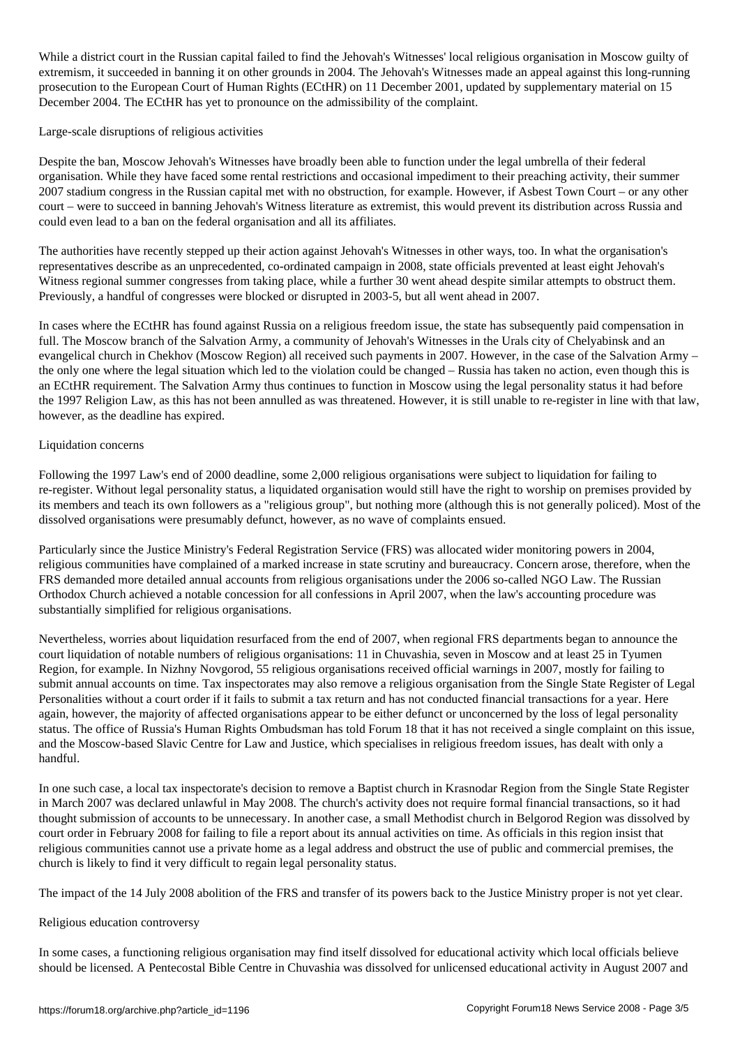While a district court in the Russian capital failed to find the Jehovah's Witnesses' local religious organisation in Moscow guilty of extremism, it succeeded in banning it on other grounds in 2004. The Jehovah's Witnesses made an appeal against this long-running prosecution to the European Court of Human Rights (ECtHR) on 11 December 2001, updated by supplementary material on 15 December 2004. The ECtHR has yet to pronounce on the admissibility of the complaint.

## Large-scale disruptions of religious activities

Despite the ban, Moscow Jehovah's Witnesses have broadly been able to function under the legal umbrella of their federal organisation. While they have faced some rental restrictions and occasional impediment to their preaching activity, their summer 2007 stadium congress in the Russian capital met with no obstruction, for example. However, if Asbest Town Court – or any other court – were to succeed in banning Jehovah's Witness literature as extremist, this would prevent its distribution across Russia and could even lead to a ban on the federal organisation and all its affiliates.

The authorities have recently stepped up their action against Jehovah's Witnesses in other ways, too. In what the organisation's representatives describe as an unprecedented, co-ordinated campaign in 2008, state officials prevented at least eight Jehovah's Witness regional summer congresses from taking place, while a further 30 went ahead despite similar attempts to obstruct them. Previously, a handful of congresses were blocked or disrupted in 2003-5, but all went ahead in 2007.

In cases where the ECtHR has found against Russia on a religious freedom issue, the state has subsequently paid compensation in full. The Moscow branch of the Salvation Army, a community of Jehovah's Witnesses in the Urals city of Chelyabinsk and an evangelical church in Chekhov (Moscow Region) all received such payments in 2007. However, in the case of the Salvation Army – the only one where the legal situation which led to the violation could be changed – Russia has taken no action, even though this is an ECtHR requirement. The Salvation Army thus continues to function in Moscow using the legal personality status it had before the 1997 Religion Law, as this has not been annulled as was threatened. However, it is still unable to re-register in line with that law, however, as the deadline has expired.

## Liquidation concerns

Following the 1997 Law's end of 2000 deadline, some 2,000 religious organisations were subject to liquidation for failing to re-register. Without legal personality status, a liquidated organisation would still have the right to worship on premises provided by its members and teach its own followers as a "religious group", but nothing more (although this is not generally policed). Most of the dissolved organisations were presumably defunct, however, as no wave of complaints ensued.

Particularly since the Justice Ministry's Federal Registration Service (FRS) was allocated wider monitoring powers in 2004, religious communities have complained of a marked increase in state scrutiny and bureaucracy. Concern arose, therefore, when the FRS demanded more detailed annual accounts from religious organisations under the 2006 so-called NGO Law. The Russian Orthodox Church achieved a notable concession for all confessions in April 2007, when the law's accounting procedure was substantially simplified for religious organisations.

Nevertheless, worries about liquidation resurfaced from the end of 2007, when regional FRS departments began to announce the court liquidation of notable numbers of religious organisations: 11 in Chuvashia, seven in Moscow and at least 25 in Tyumen Region, for example. In Nizhny Novgorod, 55 religious organisations received official warnings in 2007, mostly for failing to submit annual accounts on time. Tax inspectorates may also remove a religious organisation from the Single State Register of Legal Personalities without a court order if it fails to submit a tax return and has not conducted financial transactions for a year. Here again, however, the majority of affected organisations appear to be either defunct or unconcerned by the loss of legal personality status. The office of Russia's Human Rights Ombudsman has told Forum 18 that it has not received a single complaint on this issue, and the Moscow-based Slavic Centre for Law and Justice, which specialises in religious freedom issues, has dealt with only a handful.

In one such case, a local tax inspectorate's decision to remove a Baptist church in Krasnodar Region from the Single State Register in March 2007 was declared unlawful in May 2008. The church's activity does not require formal financial transactions, so it had thought submission of accounts to be unnecessary. In another case, a small Methodist church in Belgorod Region was dissolved by court order in February 2008 for failing to file a report about its annual activities on time. As officials in this region insist that religious communities cannot use a private home as a legal address and obstruct the use of public and commercial premises, the church is likely to find it very difficult to regain legal personality status.

The impact of the 14 July 2008 abolition of the FRS and transfer of its powers back to the Justice Ministry proper is not yet clear.

## Religious education controversy

In some cases, a functioning religious organisation may find itself dissolved for educational activity which local officials believe should be licensed. A Pentecostal Bible Centre in Chuvashia was dissolved for unlicensed educational activity in August 2007 and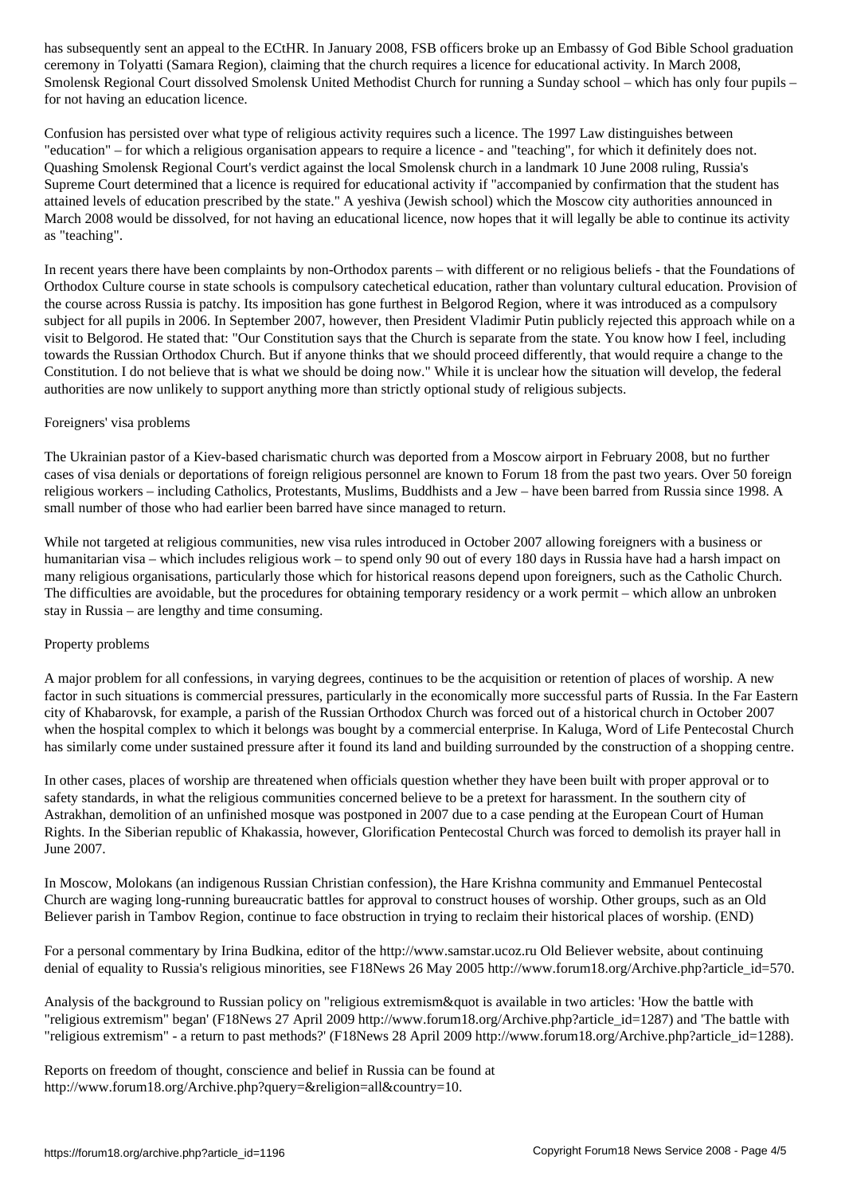has subsequently sent an appeal to the ECtHR. In January 2008, FSB officers broke up an Embassy of God Bible School graduation ceremony in Tolyatti (Samara Region), claiming that the church requires a licence for educational activity. In March 2008, Smolensk Regional Court dissolved Smolensk United Methodist Church for running a Sunday school – which has only four pupils – for not having an education licence.

Confusion has persisted over what type of religious activity requires such a licence. The 1997 Law distinguishes between "education" – for which a religious organisation appears to require a licence - and "teaching", for which it definitely does not. Quashing Smolensk Regional Court's verdict against the local Smolensk church in a landmark 10 June 2008 ruling, Russia's Supreme Court determined that a licence is required for educational activity if "accompanied by confirmation that the student has attained levels of education prescribed by the state." A yeshiva (Jewish school) which the Moscow city authorities announced in March 2008 would be dissolved, for not having an educational licence, now hopes that it will legally be able to continue its activity as "teaching".

In recent years there have been complaints by non-Orthodox parents – with different or no religious beliefs - that the Foundations of Orthodox Culture course in state schools is compulsory catechetical education, rather than voluntary cultural education. Provision of the course across Russia is patchy. Its imposition has gone furthest in Belgorod Region, where it was introduced as a compulsory subject for all pupils in 2006. In September 2007, however, then President Vladimir Putin publicly rejected this approach while on a visit to Belgorod. He stated that: "Our Constitution says that the Church is separate from the state. You know how I feel, including towards the Russian Orthodox Church. But if anyone thinks that we should proceed differently, that would require a change to the Constitution. I do not believe that is what we should be doing now." While it is unclear how the situation will develop, the federal authorities are now unlikely to support anything more than strictly optional study of religious subjects.

Foreigners' visa problems

The Ukrainian pastor of a Kiev-based charismatic church was deported from a Moscow airport in February 2008, but no further cases of visa denials or deportations of foreign religious personnel are known to Forum 18 from the past two years. Over 50 foreign religious workers – including Catholics, Protestants, Muslims, Buddhists and a Jew – have been barred from Russia since 1998. A small number of those who had earlier been barred have since managed to return.

While not targeted at religious communities, new visa rules introduced in October 2007 allowing foreigners with a business or humanitarian visa – which includes religious work – to spend only 90 out of every 180 days in Russia have had a harsh impact on many religious organisations, particularly those which for historical reasons depend upon foreigners, such as the Catholic Church. The difficulties are avoidable, but the procedures for obtaining temporary residency or a work permit – which allow an unbroken stay in Russia – are lengthy and time consuming.

Property problems

A major problem for all confessions, in varying degrees, continues to be the acquisition or retention of places of worship. A new factor in such situations is commercial pressures, particularly in the economically more successful parts of Russia. In the Far Eastern city of Khabarovsk, for example, a parish of the Russian Orthodox Church was forced out of a historical church in October 2007 when the hospital complex to which it belongs was bought by a commercial enterprise. In Kaluga, Word of Life Pentecostal Church has similarly come under sustained pressure after it found its land and building surrounded by the construction of a shopping centre.

In other cases, places of worship are threatened when officials question whether they have been built with proper approval or to safety standards, in what the religious communities concerned believe to be a pretext for harassment. In the southern city of Astrakhan, demolition of an unfinished mosque was postponed in 2007 due to a case pending at the European Court of Human Rights. In the Siberian republic of Khakassia, however, Glorification Pentecostal Church was forced to demolish its prayer hall in June 2007.

In Moscow, Molokans (an indigenous Russian Christian confession), the Hare Krishna community and Emmanuel Pentecostal Church are waging long-running bureaucratic battles for approval to construct houses of worship. Other groups, such as an Old Believer parish in Tambov Region, continue to face obstruction in trying to reclaim their historical places of worship. (END)

For a personal commentary by Irina Budkina, editor of the http://www.samstar.ucoz.ru Old Believer website, about continuing denial of equality to Russia's religious minorities, see F18News 26 May 2005 http://www.forum18.org/Archive.php?article_id=570.

Analysis of the background to Russian policy on "religious extremism&quot is available in two articles: 'How the battle with "religious extremism" began' (F18News 27 April 2009 http://www.forum18.org/Archive.php?article_id=1287) and 'The battle with "religious extremism" - a return to past methods?' (F18News 28 April 2009 http://www.forum18.org/Archive.php?article_id=1288).

Reports on freedom of thought, conscience and belief in Russia can be found at http://www.forum18.org/Archive.php?query=&religion=all&country=10.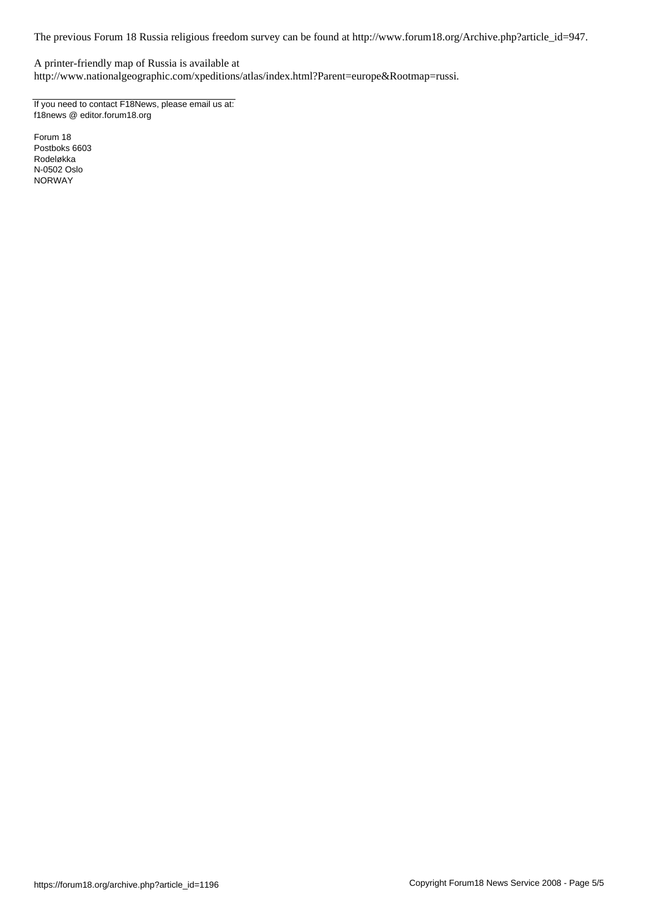The previous Forum 18 Russia religious freedom survey can be found at http://www.forum18.org/Archive.php?article_id=947.

A printer-friendly map of Russia is available at
http://www.nationalgeographic.com/xpeditions/atlas/index.html?Parent=europe&Rootmap=russi.

---

If you need to contact F18News, please email us at:
f18news @ editor.forum18.org

Forum 18
Postboks 6603
Rodeløkka
N-0502 Oslo
NORWAY